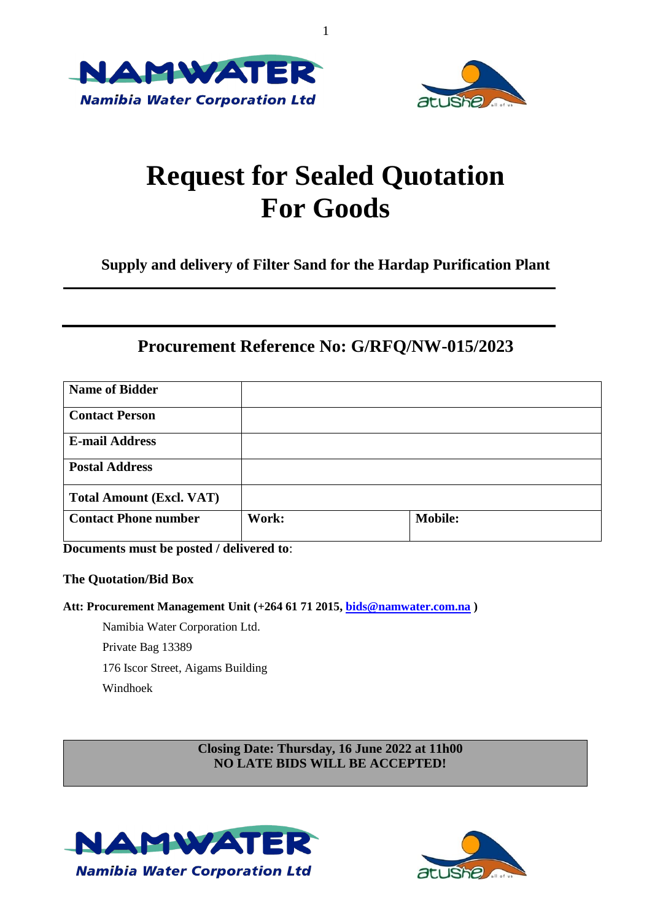# Request for Sealed Quotation For Goods

**Supply and delivery of Filter Sand for the Hardap Purification Plant**

## Procurement Reference No: G/RFQ/NW-015/2023

| **Name of Bidder** | | |
|---|---|---|
| **Contact Person** | | |
| **E-mail Address** | | |
| **Postal Address** | | |
| **Total Amount (Excl. VAT)** | | |
| **Contact Phone number** | **Work:** | **Mobile:** |

**Documents must be posted / delivered to**:

**The Quotation/Bid Box**

**Att: Procurement Management Unit (+264 61 71 2015, bids@namwater.com.na )**

Namibia Water Corporation Ltd.

Private Bag 13389

176 Iscor Street, Aigams Building

Windhoek

**Closing Date: Thursday, 16 June 2022 at 11h00**
**NO LATE BIDS WILL BE ACCEPTED!**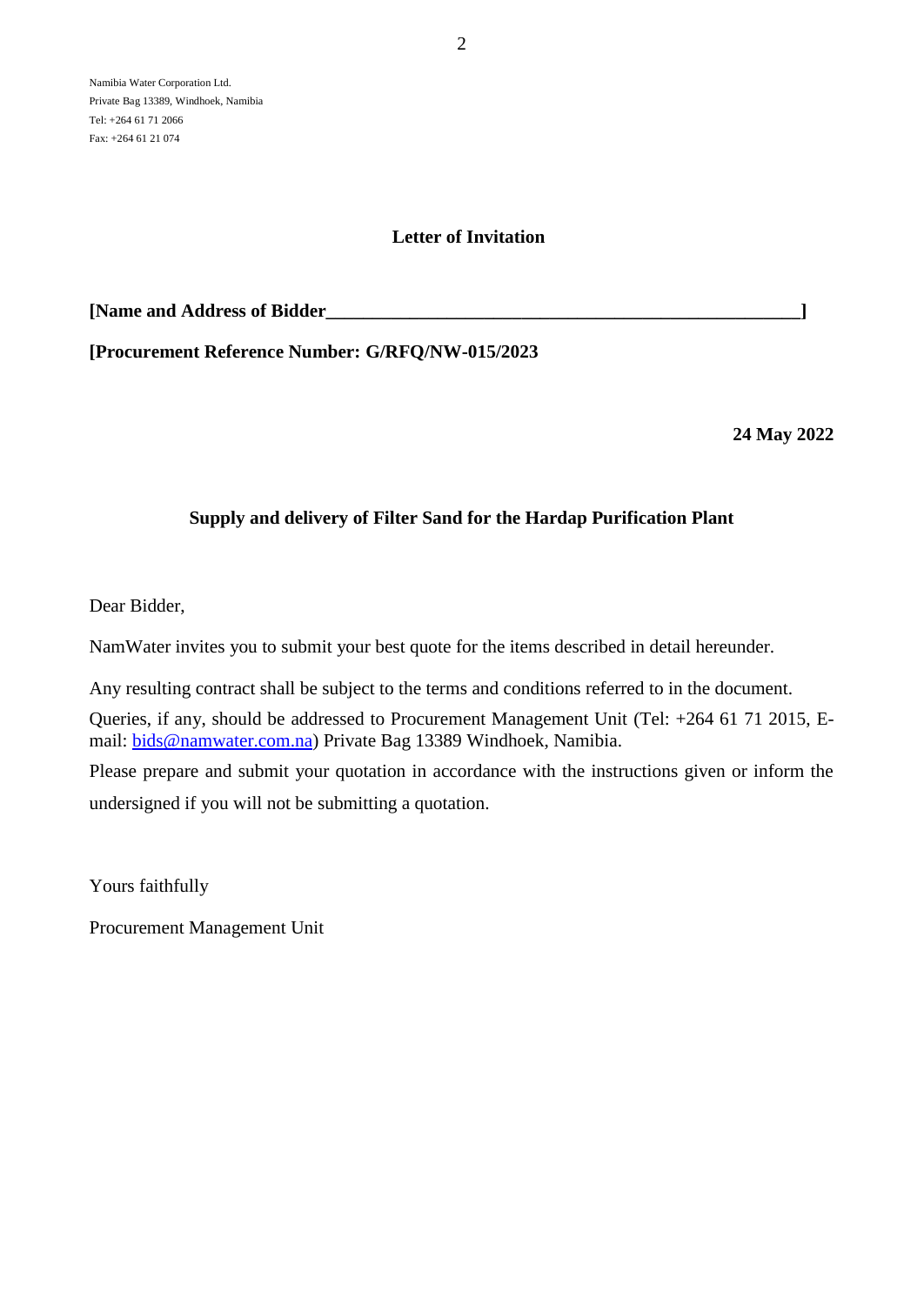Namibia Water Corporation Ltd.
Private Bag 13389, Windhoek, Namibia
Tel: +264 61 71 2066
Fax: +264 61 21 074

## Letter of Invitation

**[Name and Address of Bidder___________________________________________________]**

**[Procurement Reference Number: G/RFQ/NW-015/2023**

**24 May 2022**

### Supply and delivery of Filter Sand for the Hardap Purification Plant

Dear Bidder,

NamWater invites you to submit your best quote for the items described in detail hereunder.

Any resulting contract shall be subject to the terms and conditions referred to in the document.

Queries, if any, should be addressed to Procurement Management Unit (Tel: +264 61 71 2015, E-mail: bids@namwater.com.na) Private Bag 13389 Windhoek, Namibia.

Please prepare and submit your quotation in accordance with the instructions given or inform the undersigned if you will not be submitting a quotation.

Yours faithfully

Procurement Management Unit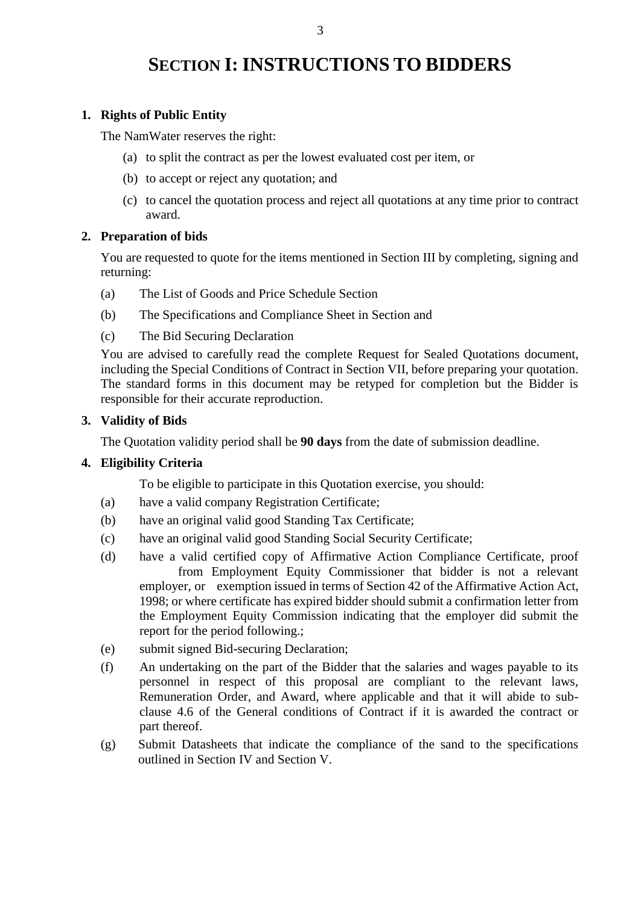# SECTION I: INSTRUCTIONS TO BIDDERS

**1. Rights of Public Entity**

The NamWater reserves the right:

(a) to split the contract as per the lowest evaluated cost per item, or

(b) to accept or reject any quotation; and

(c) to cancel the quotation process and reject all quotations at any time prior to contract award.

**2. Preparation of bids**

You are requested to quote for the items mentioned in Section III by completing, signing and returning:

(a) The List of Goods and Price Schedule Section

(b) The Specifications and Compliance Sheet in Section and

(c) The Bid Securing Declaration

You are advised to carefully read the complete Request for Sealed Quotations document, including the Special Conditions of Contract in Section VII, before preparing your quotation. The standard forms in this document may be retyped for completion but the Bidder is responsible for their accurate reproduction.

**3. Validity of Bids**

The Quotation validity period shall be **90 days** from the date of submission deadline.

**4. Eligibility Criteria**

To be eligible to participate in this Quotation exercise, you should:

(a) have a valid company Registration Certificate;

(b) have an original valid good Standing Tax Certificate;

(c) have an original valid good Standing Social Security Certificate;

(d) have a valid certified copy of Affirmative Action Compliance Certificate, proof from Employment Equity Commissioner that bidder is not a relevant employer, or exemption issued in terms of Section 42 of the Affirmative Action Act, 1998; or where certificate has expired bidder should submit a confirmation letter from the Employment Equity Commission indicating that the employer did submit the report for the period following.;

(e) submit signed Bid-securing Declaration;

(f) An undertaking on the part of the Bidder that the salaries and wages payable to its personnel in respect of this proposal are compliant to the relevant laws, Remuneration Order, and Award, where applicable and that it will abide to sub-clause 4.6 of the General conditions of Contract if it is awarded the contract or part thereof.

(g) Submit Datasheets that indicate the compliance of the sand to the specifications outlined in Section IV and Section V.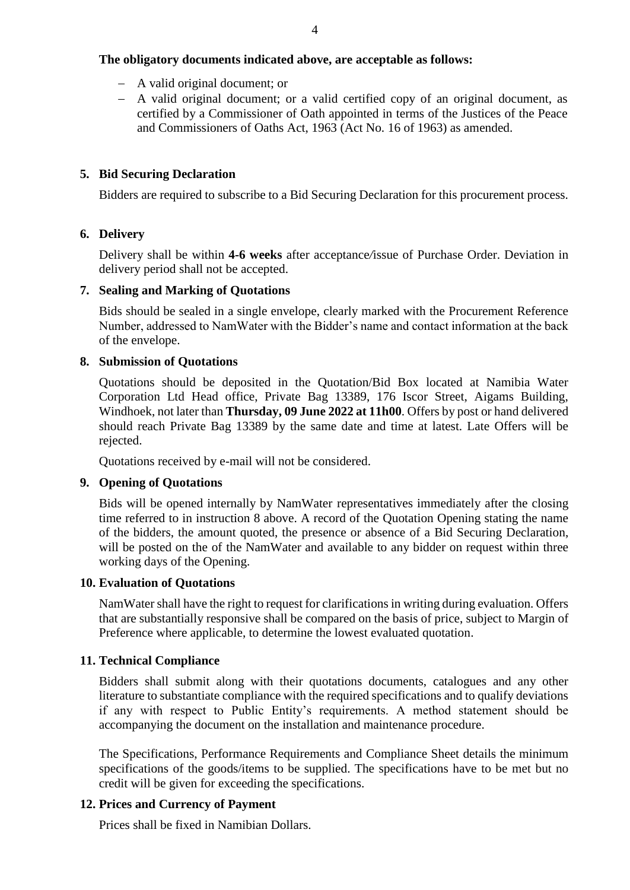**The obligatory documents indicated above, are acceptable as follows:**

- A valid original document; or
- A valid original document; or a valid certified copy of an original document, as certified by a Commissioner of Oath appointed in terms of the Justices of the Peace and Commissioners of Oaths Act, 1963 (Act No. 16 of 1963) as amended.

**5. Bid Securing Declaration**

Bidders are required to subscribe to a Bid Securing Declaration for this procurement process.

**6. Delivery**

Delivery shall be within **4-6 weeks** after acceptance/issue of Purchase Order. Deviation in delivery period shall not be accepted.

**7. Sealing and Marking of Quotations**

Bids should be sealed in a single envelope, clearly marked with the Procurement Reference Number, addressed to NamWater with the Bidder's name and contact information at the back of the envelope.

**8. Submission of Quotations**

Quotations should be deposited in the Quotation/Bid Box located at Namibia Water Corporation Ltd Head office, Private Bag 13389, 176 Iscor Street, Aigams Building, Windhoek, not later than **Thursday, 09 June 2022 at 11h00**. Offers by post or hand delivered should reach Private Bag 13389 by the same date and time at latest. Late Offers will be rejected.

Quotations received by e-mail will not be considered.

**9. Opening of Quotations**

Bids will be opened internally by NamWater representatives immediately after the closing time referred to in instruction 8 above. A record of the Quotation Opening stating the name of the bidders, the amount quoted, the presence or absence of a Bid Securing Declaration, will be posted on the of the NamWater and available to any bidder on request within three working days of the Opening.

**10. Evaluation of Quotations**

NamWater shall have the right to request for clarifications in writing during evaluation. Offers that are substantially responsive shall be compared on the basis of price, subject to Margin of Preference where applicable, to determine the lowest evaluated quotation.

**11. Technical Compliance**

Bidders shall submit along with their quotations documents, catalogues and any other literature to substantiate compliance with the required specifications and to qualify deviations if any with respect to Public Entity's requirements. A method statement should be accompanying the document on the installation and maintenance procedure.

The Specifications, Performance Requirements and Compliance Sheet details the minimum specifications of the goods/items to be supplied. The specifications have to be met but no credit will be given for exceeding the specifications.

**12. Prices and Currency of Payment**

Prices shall be fixed in Namibian Dollars.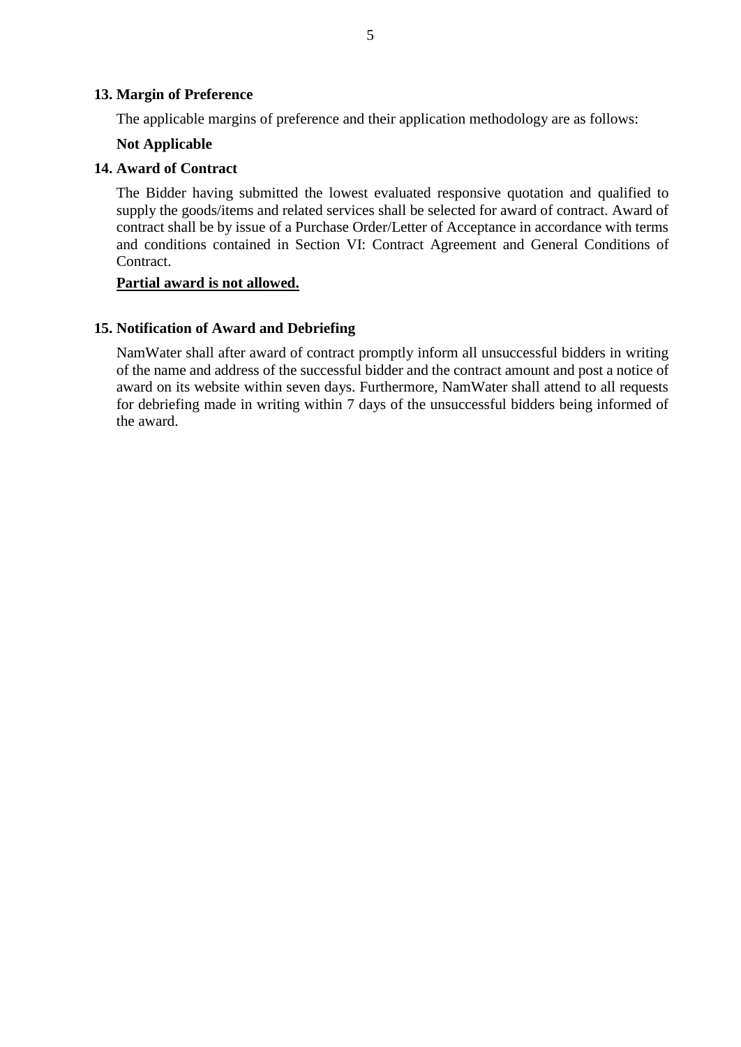## 13. Margin of Preference

The applicable margins of preference and their application methodology are as follows:

**Not Applicable**

## 14. Award of Contract

The Bidder having submitted the lowest evaluated responsive quotation and qualified to supply the goods/items and related services shall be selected for award of contract. Award of contract shall be by issue of a Purchase Order/Letter of Acceptance in accordance with terms and conditions contained in Section VI: Contract Agreement and General Conditions of Contract.

**<u>Partial award is not allowed.</u>**

## 15. Notification of Award and Debriefing

NamWater shall after award of contract promptly inform all unsuccessful bidders in writing of the name and address of the successful bidder and the contract amount and post a notice of award on its website within seven days. Furthermore, NamWater shall attend to all requests for debriefing made in writing within 7 days of the unsuccessful bidders being informed of the award.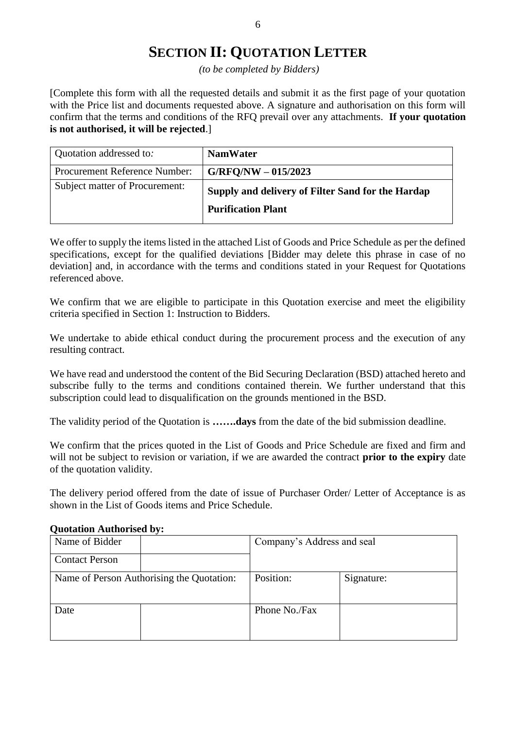# SECTION II: QUOTATION LETTER

*(to be completed by Bidders)*

[Complete this form with all the requested details and submit it as the first page of your quotation with the Price list and documents requested above. A signature and authorisation on this form will confirm that the terms and conditions of the RFQ prevail over any attachments. **If your quotation is not authorised, it will be rejected**.]

| | |
|---|---|
| Quotation addressed to: | **NamWater** |
| Procurement Reference Number: | **G/RFQ/NW – 015/2023** |
| Subject matter of Procurement: | **Supply and delivery of Filter Sand for the Hardap Purification Plant** |

We offer to supply the items listed in the attached List of Goods and Price Schedule as per the defined specifications, except for the qualified deviations [Bidder may delete this phrase in case of no deviation] and, in accordance with the terms and conditions stated in your Request for Quotations referenced above.

We confirm that we are eligible to participate in this Quotation exercise and meet the eligibility criteria specified in Section 1: Instruction to Bidders.

We undertake to abide ethical conduct during the procurement process and the execution of any resulting contract.

We have read and understood the content of the Bid Securing Declaration (BSD) attached hereto and subscribe fully to the terms and conditions contained therein. We further understand that this subscription could lead to disqualification on the grounds mentioned in the BSD.

The validity period of the Quotation is **…….days** from the date of the bid submission deadline.

We confirm that the prices quoted in the List of Goods and Price Schedule are fixed and firm and will not be subject to revision or variation, if we are awarded the contract **prior to the expiry** date of the quotation validity.

The delivery period offered from the date of issue of Purchaser Order/ Letter of Acceptance is as shown in the List of Goods items and Price Schedule.

**Quotation Authorised by:**

| | | | |
|---|---|---|---|
| Name of Bidder | | Company's Address and seal | |
| Contact Person | | | |
| Name of Person Authorising the Quotation: | | Position: | Signature: |
| Date | | Phone No./Fax | |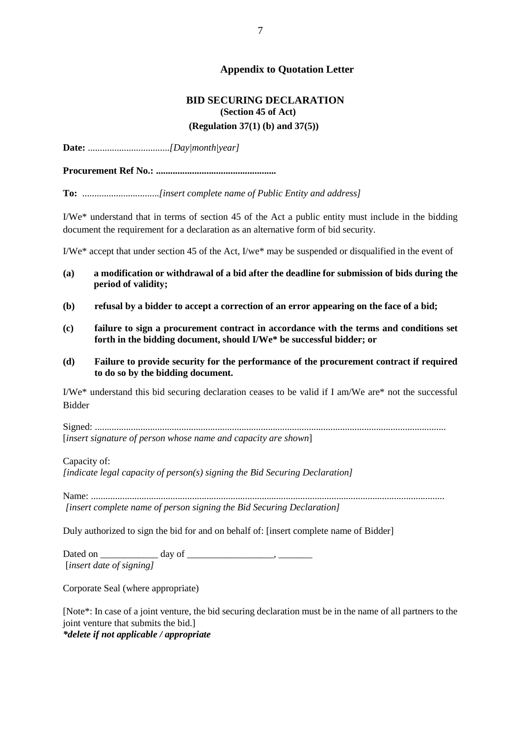## Appendix to Quotation Letter

### BID SECURING DECLARATION

**(Section 45 of Act)**

**(Regulation 37(1) (b) and 37(5))**

**Date:** ..................................*[Day|month|year]*

**Procurement Ref No.: ..................................................**

**To:** ................................*[insert complete name of Public Entity and address]*

I/We* understand that in terms of section 45 of the Act a public entity must include in the bidding document the requirement for a declaration as an alternative form of bid security.

I/We* accept that under section 45 of the Act, I/we* may be suspended or disqualified in the event of

**(a)** **a modification or withdrawal of a bid after the deadline for submission of bids during the period of validity;**

**(b)** **refusal by a bidder to accept a correction of an error appearing on the face of a bid;**

**(c)** **failure to sign a procurement contract in accordance with the terms and conditions set forth in the bidding document, should I/We* be successful bidder; or**

**(d)** **Failure to provide security for the performance of the procurement contract if required to do so by the bidding document.**

I/We* understand this bid securing declaration ceases to be valid if I am/We are* not the successful Bidder

Signed: ................................................................................................................................................
[*insert signature of person whose name and capacity are shown*]

Capacity of:
*[indicate legal capacity of person(s) signing the Bid Securing Declaration]*

Name: .................................................................................................................................................
*[insert complete name of person signing the Bid Securing Declaration]*

Duly authorized to sign the bid for and on behalf of: [insert complete name of Bidder]

Dated on ____________ day of __________________, _______
[*insert date of signing]*

Corporate Seal (where appropriate)

[Note*: In case of a joint venture, the bid securing declaration must be in the name of all partners to the joint venture that submits the bid.]
***delete if not applicable / appropriate***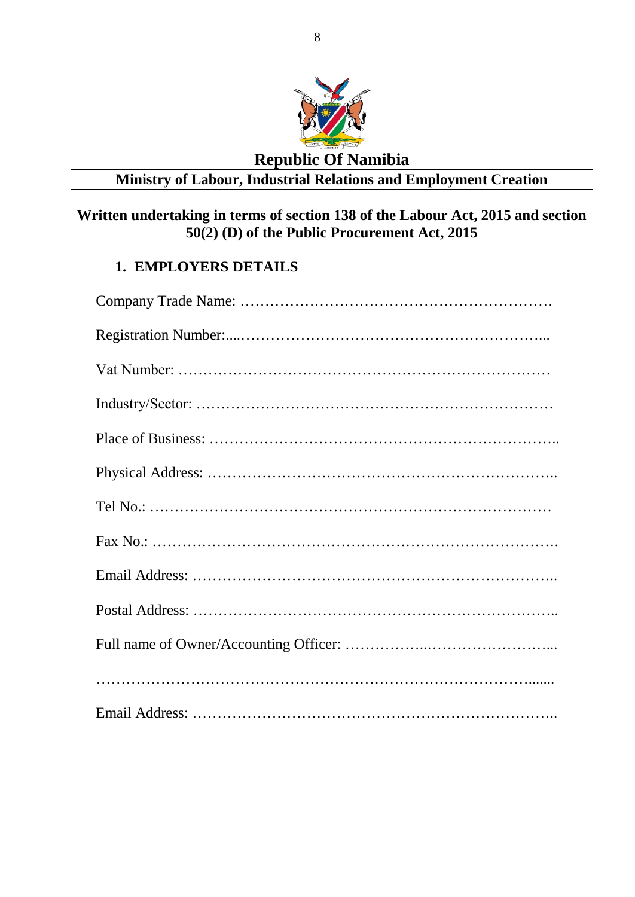# Republic Of Namibia

**Ministry of Labour, Industrial Relations and Employment Creation**

## Written undertaking in terms of section 138 of the Labour Act, 2015 and section 50(2) (D) of the Public Procurement Act, 2015

### 1. EMPLOYERS DETAILS

Company Trade Name: ……………………………………………………

Registration Number:....…………………………………………………...

Vat Number: ………………………………………………………………

Industry/Sector: …………………………………………………………

Place of Business: ………………………………………………………..

Physical Address: ………………………………………………………..

Tel No.: ……………………………………………………………………

Fax No.: …………………………………………………………………….

Email Address: ……………………………………………………………..

Postal Address: ……………………………………………………………..

Full name of Owner/Accounting Officer: ……………..……………………...

…………………………………………………………………………........

Email Address: ……………………………………………………………..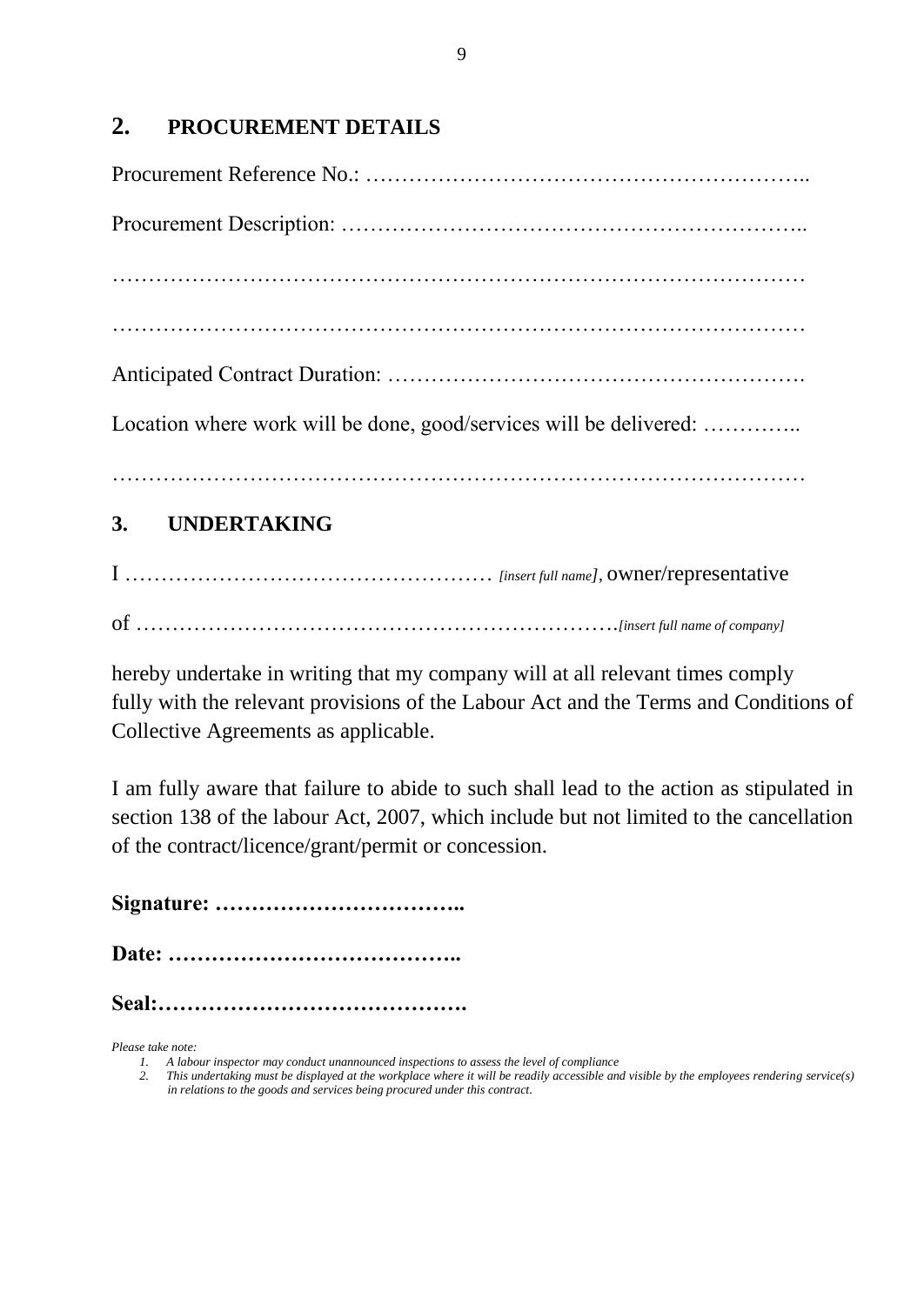## 2. PROCUREMENT DETAILS

Procurement Reference No.: …………………………………………………..

Procurement Description: ……………………………………………………..

……………………………………………………………………………………

……………………………………………………………………………………

Anticipated Contract Duration: ………………………………………………….

Location where work will be done, good/services will be delivered: …………..

……………………………………………………………………………………

## 3. UNDERTAKING

I …………………………………………… *[insert full name]*, owner/representative

of ……………………………………………………………*[insert full name of company]*

hereby undertake in writing that my company will at all relevant times comply fully with the relevant provisions of the Labour Act and the Terms and Conditions of Collective Agreements as applicable.

I am fully aware that failure to abide to such shall lead to the action as stipulated in section 138 of the labour Act, 2007, which include but not limited to the cancellation of the contract/licence/grant/permit or concession.

**Signature: ……………………………..**

**Date: …………………………………..**

**Seal:…………………………………….**

*Please take note:*

1. *A labour inspector may conduct unannounced inspections to assess the level of compliance*
2. *This undertaking must be displayed at the workplace where it will be readily accessible and visible by the employees rendering service(s) in relations to the goods and services being procured under this contract.*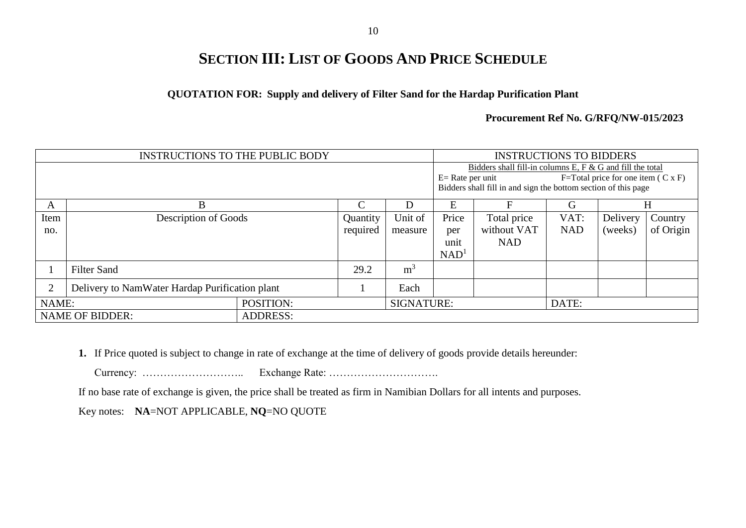# SECTION III: LIST OF GOODS AND PRICE SCHEDULE

**QUOTATION FOR: Supply and delivery of Filter Sand for the Hardap Purification Plant**

**Procurement Ref No. G/RFQ/NW-015/2023**

| INSTRUCTIONS TO THE PUBLIC BODY | | | | INSTRUCTIONS TO BIDDERS | | | | |
|---|---|---|---|---|---|---|---|---|
| | | | | Bidders shall fill-in columns E, F & G and fill the total<br>E= Rate per unit F=Total price for one item ( C x F)<br>Bidders shall fill in and sign the bottom section of this page | | | | |
| A | B | C | D | E | F | G | H | |
| Item no. | Description of Goods | Quantity required | Unit of measure | Price per unit NAD[1] | Total price without VAT NAD | VAT: NAD | Delivery (weeks) | Country of Origin |
| 1 | Filter Sand | 29.2 | $m^3$ | | | | | |
| 2 | Delivery to NamWater Hardap Purification plant | 1 | Each | | | | | |
| NAME: | POSITION: | | SIGNATURE: | | | DATE: | | |
| NAME OF BIDDER: | ADDRESS: | | | | | | | |

**1.** If Price quoted is subject to change in rate of exchange at the time of delivery of goods provide details hereunder:

Currency: ……………………….. Exchange Rate: ………………………….

If no base rate of exchange is given, the price shall be treated as firm in Namibian Dollars for all intents and purposes.

Key notes: **NA**=NOT APPLICABLE, **NQ**=NO QUOTE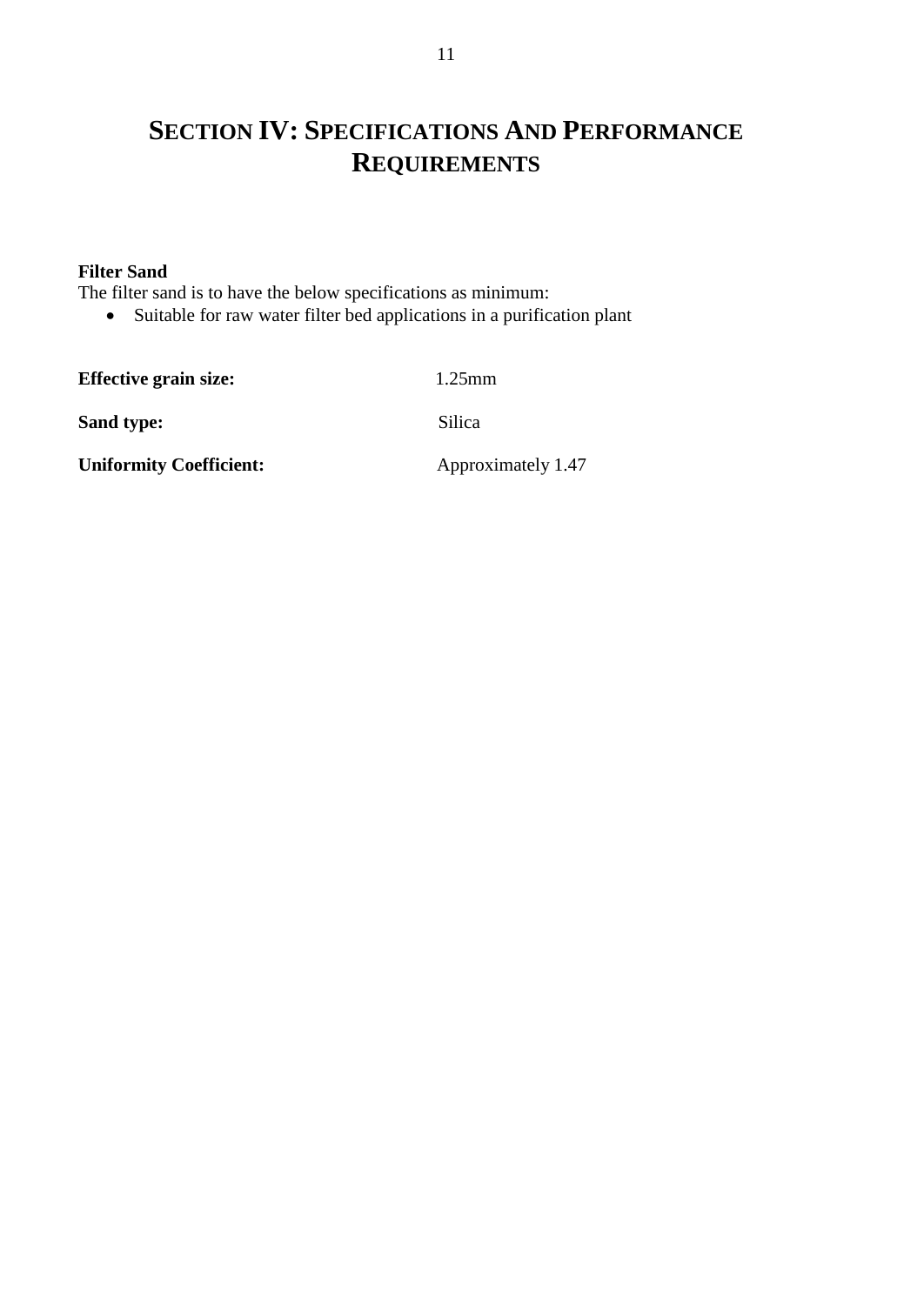# SECTION IV: SPECIFICATIONS AND PERFORMANCE REQUIREMENTS

**Filter Sand**

The filter sand is to have the below specifications as minimum:

- Suitable for raw water filter bed applications in a purification plant

| | |
|---|---|
| **Effective grain size:** | 1.25mm |
| **Sand type:** | Silica |
| **Uniformity Coefficient:** | Approximately 1.47 |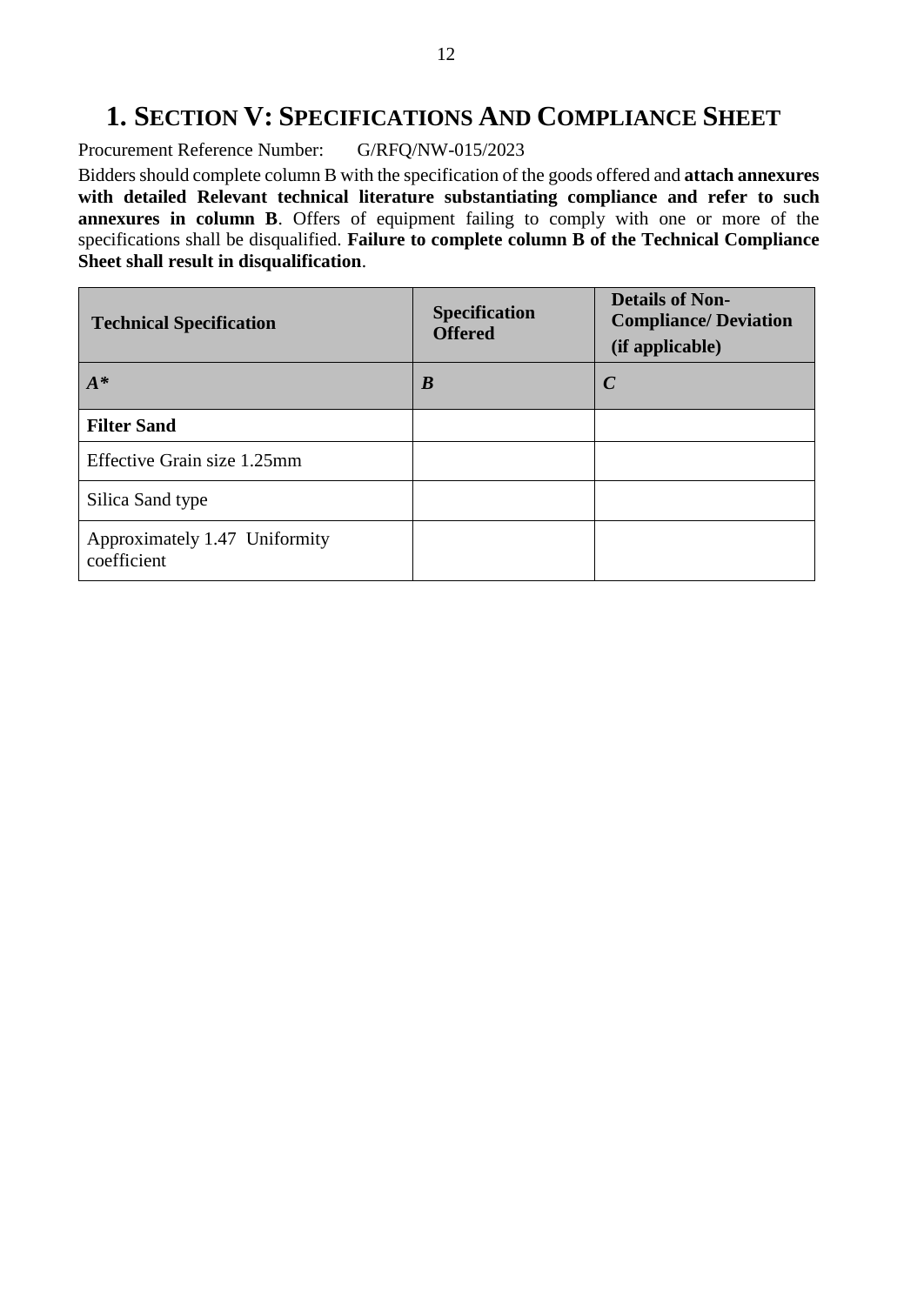# 1. SECTION V: SPECIFICATIONS AND COMPLIANCE SHEET

Procurement Reference Number: G/RFQ/NW-015/2023

Bidders should complete column B with the specification of the goods offered and **attach annexures with detailed Relevant technical literature substantiating compliance and refer to such annexures in column B**. Offers of equipment failing to comply with one or more of the specifications shall be disqualified. **Failure to complete column B of the Technical Compliance Sheet shall result in disqualification**.

| **Technical Specification** | **Specification Offered** | **Details of Non-Compliance/ Deviation (if applicable)** |
|---|---|---|
| ***A**** | ***B*** | ***C*** |
| **Filter Sand** | | |
| Effective Grain size 1.25mm | | |
| Silica Sand type | | |
| Approximately 1.47 Uniformity coefficient | | |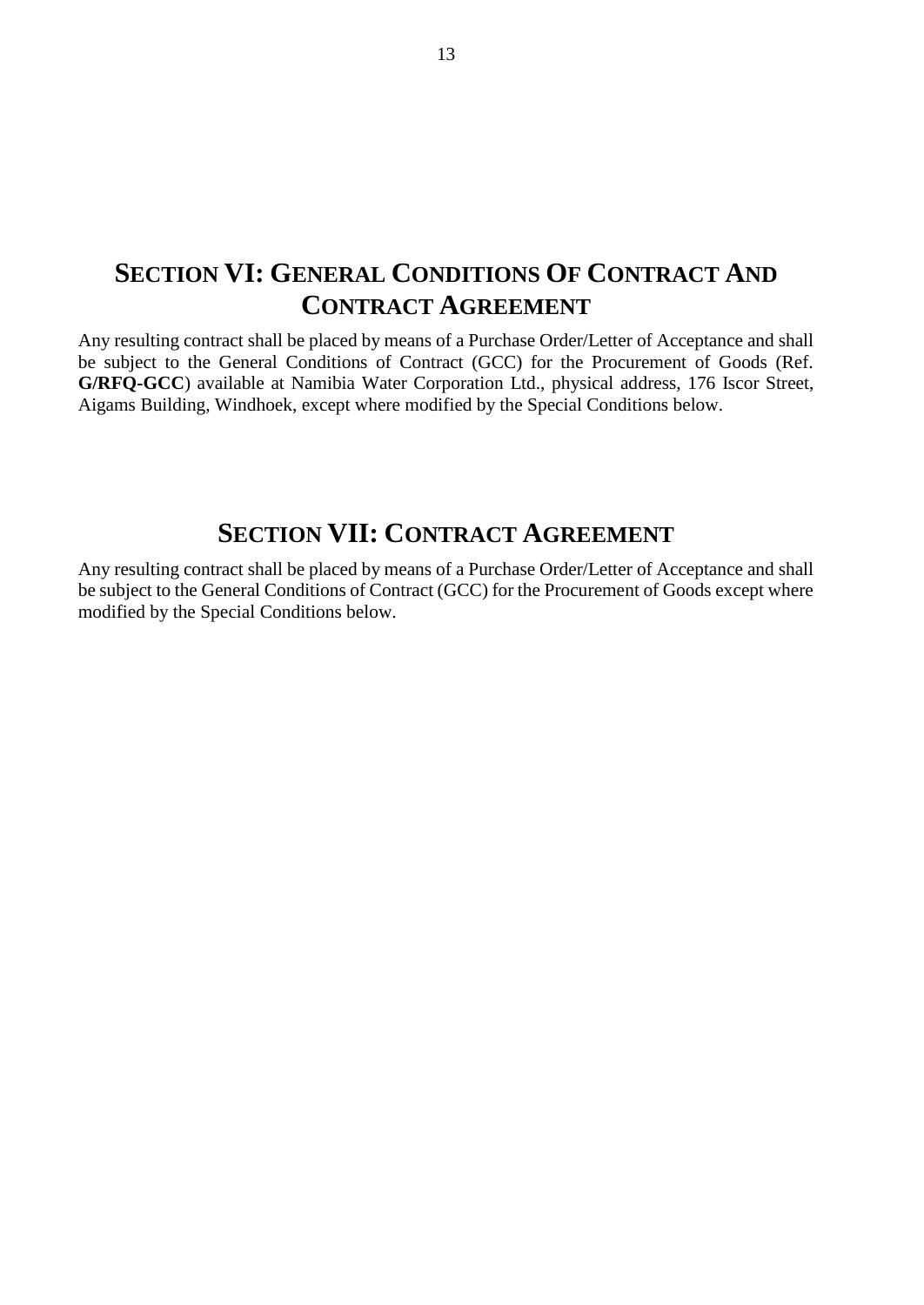# SECTION VI: GENERAL CONDITIONS OF CONTRACT AND CONTRACT AGREEMENT

Any resulting contract shall be placed by means of a Purchase Order/Letter of Acceptance and shall be subject to the General Conditions of Contract (GCC) for the Procurement of Goods (Ref. **G/RFQ-GCC**) available at Namibia Water Corporation Ltd., physical address, 176 Iscor Street, Aigams Building, Windhoek, except where modified by the Special Conditions below.

# SECTION VII: CONTRACT AGREEMENT

Any resulting contract shall be placed by means of a Purchase Order/Letter of Acceptance and shall be subject to the General Conditions of Contract (GCC) for the Procurement of Goods except where modified by the Special Conditions below.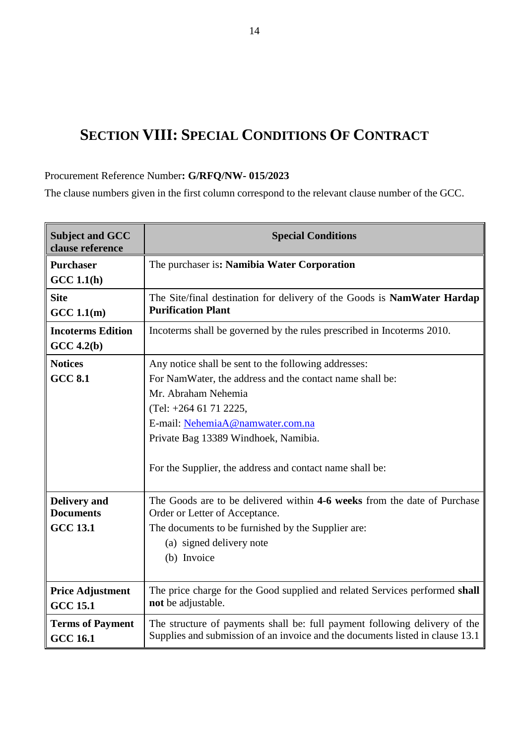# SECTION VIII: SPECIAL CONDITIONS OF CONTRACT

Procurement Reference Number**: G/RFQ/NW- 015/2023**

The clause numbers given in the first column correspond to the relevant clause number of the GCC.

| Subject and GCC clause reference | Special Conditions |
|---|---|
| **Purchaser**<br>**GCC 1.1(h)** | The purchaser is**: Namibia Water Corporation** |
| **Site**<br>**GCC 1.1(m)** | The Site/final destination for delivery of the Goods is **NamWater Hardap Purification Plant** |
| **Incoterms Edition**<br>**GCC 4.2(b)** | Incoterms shall be governed by the rules prescribed in Incoterms 2010. |
| **Notices**<br>**GCC 8.1** | Any notice shall be sent to the following addresses:<br>For NamWater, the address and the contact name shall be:<br>Mr. Abraham Nehemia<br>(Tel: +264 61 71 2225,<br>E-mail: NehemiaA@namwater.com.na<br>Private Bag 13389 Windhoek, Namibia.<br><br>For the Supplier, the address and contact name shall be: |
| **Delivery and Documents**<br>**GCC 13.1** | The Goods are to be delivered within **4-6 weeks** from the date of Purchase Order or Letter of Acceptance.<br>The documents to be furnished by the Supplier are:<br>(a) signed delivery note<br>(b) Invoice |
| **Price Adjustment**<br>**GCC 15.1** | The price charge for the Good supplied and related Services performed **shall not** be adjustable. |
| **Terms of Payment**<br>**GCC 16.1** | The structure of payments shall be: full payment following delivery of the Supplies and submission of an invoice and the documents listed in clause 13.1 |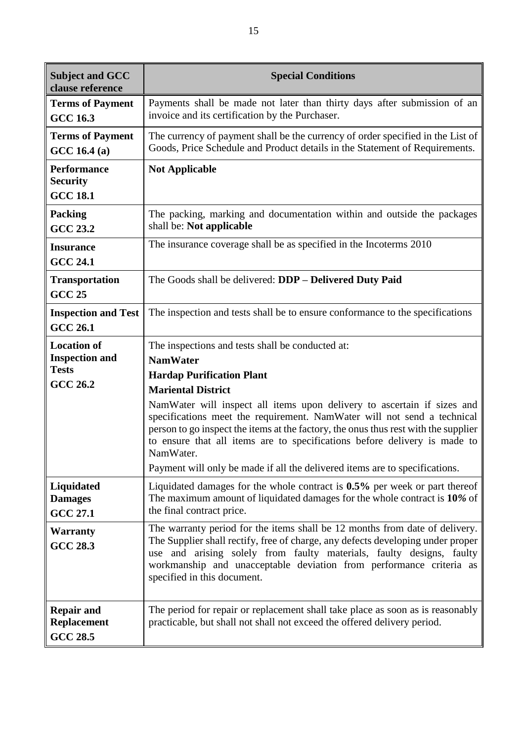| Subject and GCC clause reference | Special Conditions |
|---|---|
| **Terms of Payment GCC 16.3** | Payments shall be made not later than thirty days after submission of an invoice and its certification by the Purchaser. |
| **Terms of Payment GCC 16.4 (a)** | The currency of payment shall be the currency of order specified in the List of Goods, Price Schedule and Product details in the Statement of Requirements. |
| **Performance Security GCC 18.1** | **Not Applicable** |
| **Packing GCC 23.2** | The packing, marking and documentation within and outside the packages shall be: **Not applicable** |
| **Insurance GCC 24.1** | The insurance coverage shall be as specified in the Incoterms 2010 |
| **Transportation GCC 25** | The Goods shall be delivered: **DDP – Delivered Duty Paid** |
| **Inspection and Test GCC 26.1** | The inspection and tests shall be to ensure conformance to the specifications |
| **Location of Inspection and Tests GCC 26.2** | The inspections and tests shall be conducted at:<br>**NamWater**<br>**Hardap Purification Plant**<br>**Mariental District**<br>NamWater will inspect all items upon delivery to ascertain if sizes and specifications meet the requirement. NamWater will not send a technical person to go inspect the items at the factory, the onus thus rest with the supplier to ensure that all items are to specifications before delivery is made to NamWater.<br>Payment will only be made if all the delivered items are to specifications. |
| **Liquidated Damages GCC 27.1** | Liquidated damages for the whole contract is **0.5%** per week or part thereof The maximum amount of liquidated damages for the whole contract is **10%** of the final contract price. |
| **Warranty GCC 28.3** | The warranty period for the items shall be 12 months from date of delivery. The Supplier shall rectify, free of charge, any defects developing under proper use and arising solely from faulty materials, faulty designs, faulty workmanship and unacceptable deviation from performance criteria as specified in this document. |
| **Repair and Replacement GCC 28.5** | The period for repair or replacement shall take place as soon as is reasonably practicable, but shall not shall not exceed the offered delivery period. |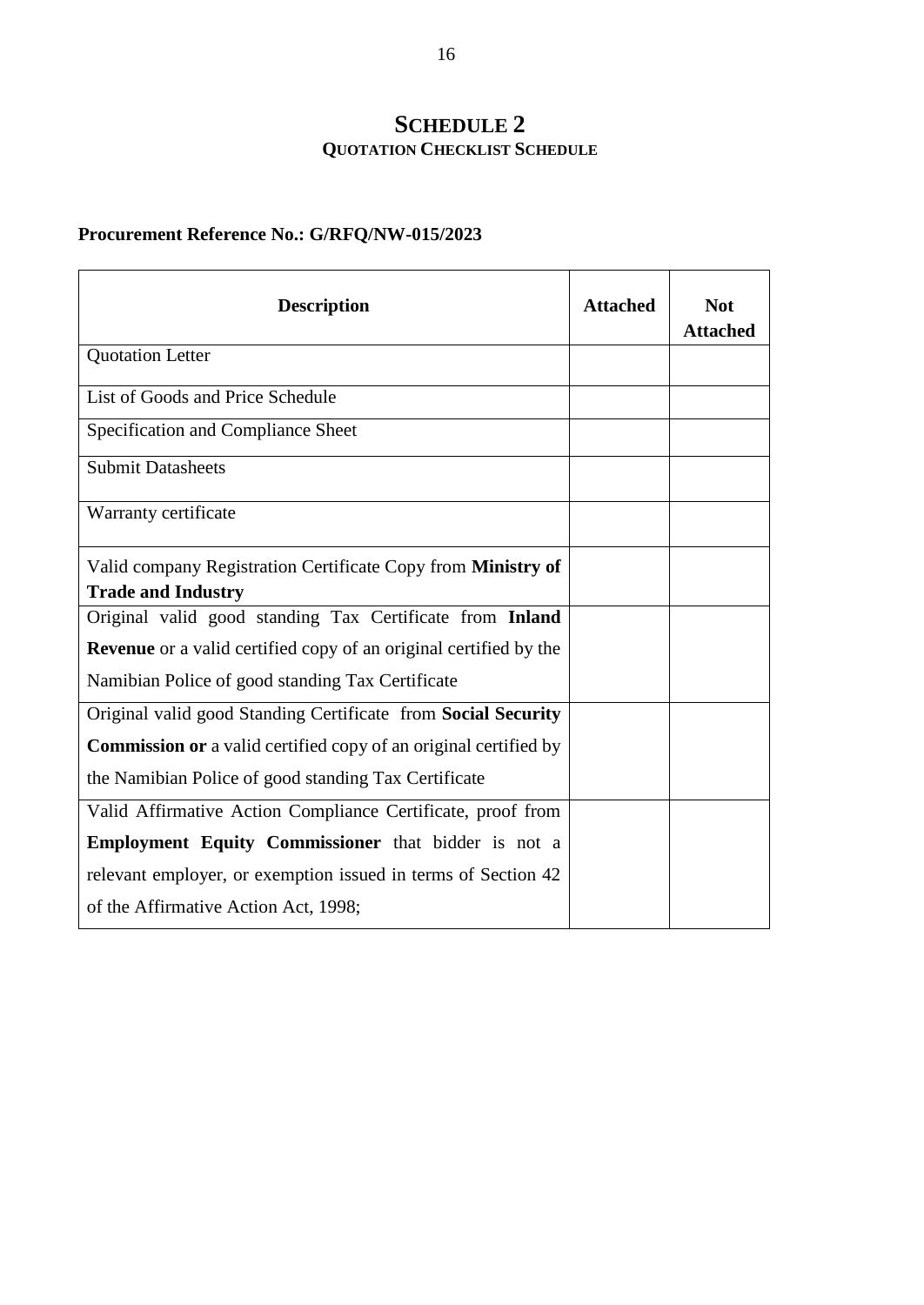# SCHEDULE 2

## QUOTATION CHECKLIST SCHEDULE

**Procurement Reference No.: G/RFQ/NW-015/2023**

| Description | Attached | Not Attached |
|---|---|---|
| Quotation Letter | | |
| List of Goods and Price Schedule | | |
| Specification and Compliance Sheet | | |
| Submit Datasheets | | |
| Warranty certificate | | |
| Valid company Registration Certificate Copy from **Ministry of Trade and Industry** | | |
| Original valid good standing Tax Certificate from **Inland Revenue** or a valid certified copy of an original certified by the Namibian Police of good standing Tax Certificate | | |
| Original valid good Standing Certificate from **Social Security Commission or** a valid certified copy of an original certified by the Namibian Police of good standing Tax Certificate | | |
| Valid Affirmative Action Compliance Certificate, proof from **Employment Equity Commissioner** that bidder is not a relevant employer, or exemption issued in terms of Section 42 of the Affirmative Action Act, 1998; | | |